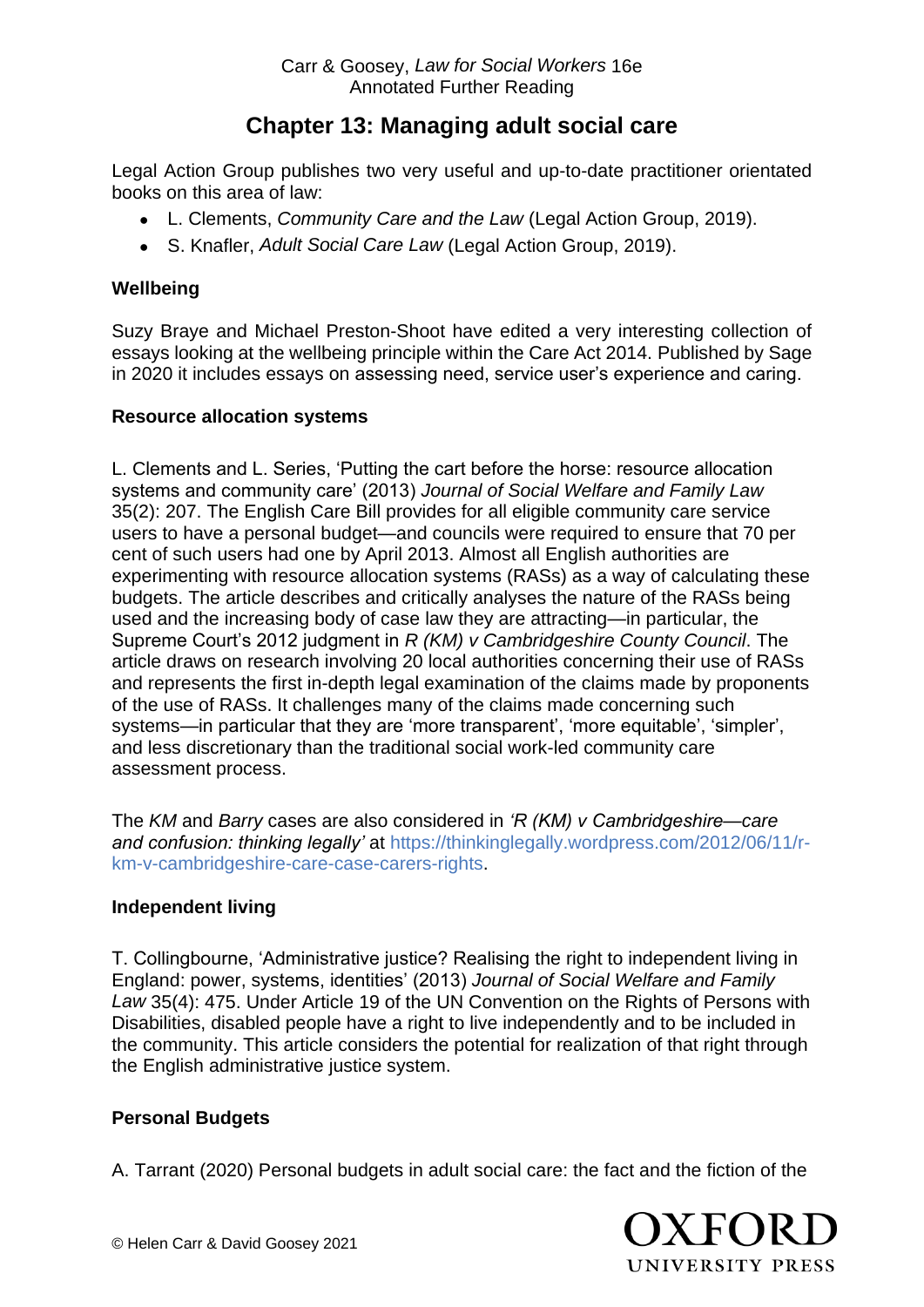Carr & Goosey, *Law for Social Workers* 16e
Annotated Further Reading

# Chapter 13: Managing adult social care

Legal Action Group publishes two very useful and up-to-date practitioner orientated books on this area of law:

- L. Clements, *Community Care and the Law* (Legal Action Group, 2019).
- S. Knafler, *Adult Social Care Law* (Legal Action Group, 2019).

**Wellbeing**

Suzy Braye and Michael Preston-Shoot have edited a very interesting collection of essays looking at the wellbeing principle within the Care Act 2014. Published by Sage in 2020 it includes essays on assessing need, service user's experience and caring.

**Resource allocation systems**

L. Clements and L. Series, 'Putting the cart before the horse: resource allocation systems and community care' (2013) *Journal of Social Welfare and Family Law* 35(2): 207. The English Care Bill provides for all eligible community care service users to have a personal budget—and councils were required to ensure that 70 per cent of such users had one by April 2013. Almost all English authorities are experimenting with resource allocation systems (RASs) as a way of calculating these budgets. The article describes and critically analyses the nature of the RASs being used and the increasing body of case law they are attracting—in particular, the Supreme Court's 2012 judgment in *R (KM) v Cambridgeshire County Council*. The article draws on research involving 20 local authorities concerning their use of RASs and represents the first in-depth legal examination of the claims made by proponents of the use of RASs. It challenges many of the claims made concerning such systems—in particular that they are 'more transparent', 'more equitable', 'simpler', and less discretionary than the traditional social work-led community care assessment process.

The *KM* and *Barry* cases are also considered in *'R (KM) v Cambridgeshire—care and confusion: thinking legally'* at https://thinkinglegally.wordpress.com/2012/06/11/r-km-v-cambridgeshire-care-case-carers-rights.

**Independent living**

T. Collingbourne, 'Administrative justice? Realising the right to independent living in England: power, systems, identities' (2013) *Journal of Social Welfare and Family Law* 35(4): 475. Under Article 19 of the UN Convention on the Rights of Persons with Disabilities, disabled people have a right to live independently and to be included in the community. This article considers the potential for realization of that right through the English administrative justice system.

**Personal Budgets**

A. Tarrant (2020) Personal budgets in adult social care: the fact and the fiction of the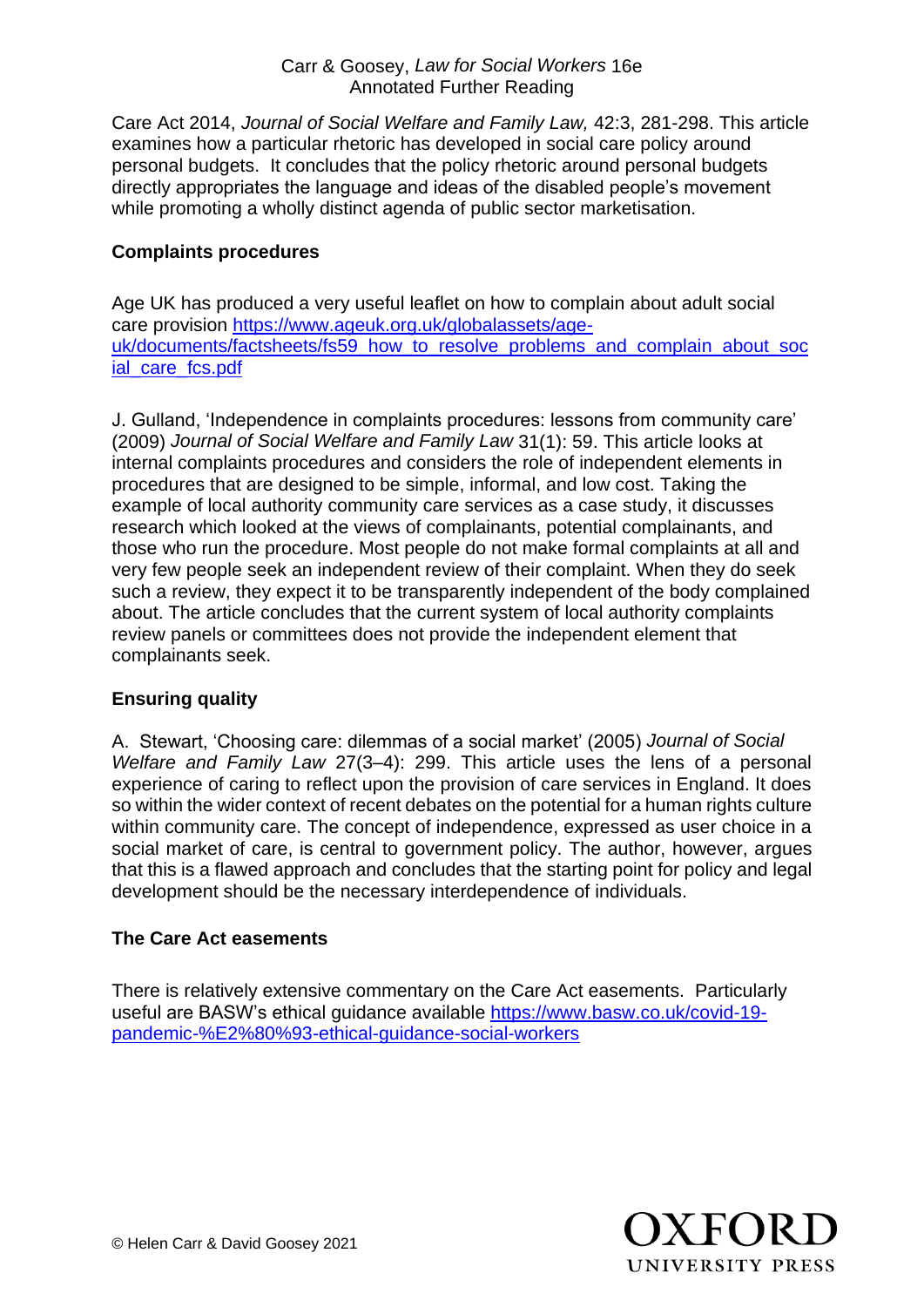Care Act 2014, *Journal of Social Welfare and Family Law,* 42:3, 281-298. This article examines how a particular rhetoric has developed in social care policy around personal budgets. It concludes that the policy rhetoric around personal budgets directly appropriates the language and ideas of the disabled people's movement while promoting a wholly distinct agenda of public sector marketisation.

**Complaints procedures**

Age UK has produced a very useful leaflet on how to complain about adult social care provision https://www.ageuk.org.uk/globalassets/age-uk/documents/factsheets/fs59_how_to_resolve_problems_and_complain_about_social_care_fcs.pdf

J. Gulland, 'Independence in complaints procedures: lessons from community care' (2009) *Journal of Social Welfare and Family Law* 31(1): 59. This article looks at internal complaints procedures and considers the role of independent elements in procedures that are designed to be simple, informal, and low cost. Taking the example of local authority community care services as a case study, it discusses research which looked at the views of complainants, potential complainants, and those who run the procedure. Most people do not make formal complaints at all and very few people seek an independent review of their complaint. When they do seek such a review, they expect it to be transparently independent of the body complained about. The article concludes that the current system of local authority complaints review panels or committees does not provide the independent element that complainants seek.

**Ensuring quality**

A. Stewart, 'Choosing care: dilemmas of a social market' (2005) *Journal of Social Welfare and Family Law* 27(3–4): 299. This article uses the lens of a personal experience of caring to reflect upon the provision of care services in England. It does so within the wider context of recent debates on the potential for a human rights culture within community care. The concept of independence, expressed as user choice in a social market of care, is central to government policy. The author, however, argues that this is a flawed approach and concludes that the starting point for policy and legal development should be the necessary interdependence of individuals.

**The Care Act easements**

There is relatively extensive commentary on the Care Act easements. Particularly useful are BASW's ethical guidance available https://www.basw.co.uk/covid-19-pandemic-%E2%80%93-ethical-guidance-social-workers

© Helen Carr & David Goosey 2021